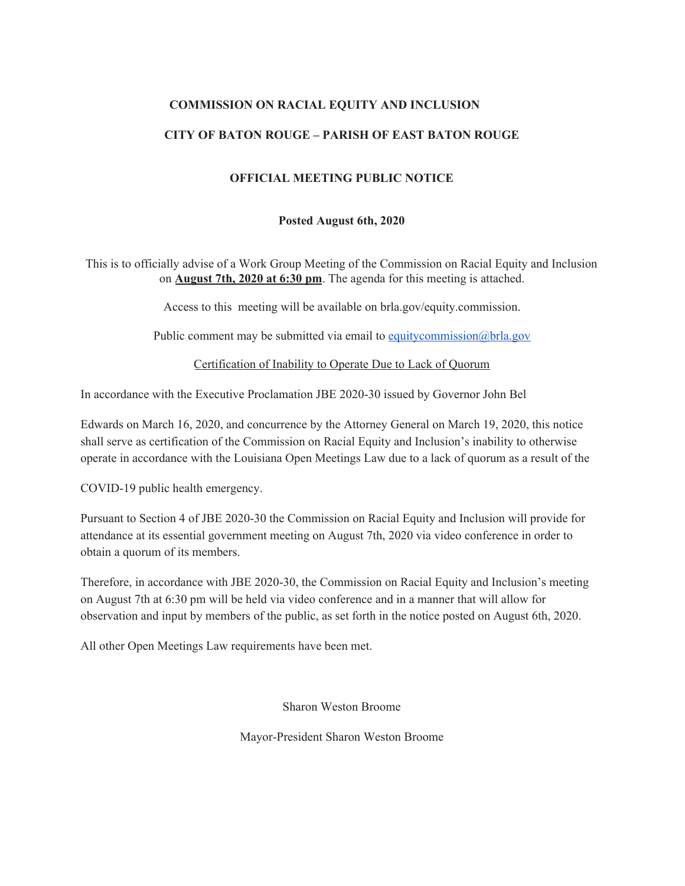**COMMISSION ON RACIAL EQUITY AND INCLUSION**

**CITY OF BATON ROUGE – PARISH OF EAST BATON ROUGE**

**OFFICIAL MEETING PUBLIC NOTICE**

**Posted August 6th, 2020**

This is to officially advise of a Work Group Meeting of the Commission on Racial Equity and Inclusion on **August 7th, 2020 at 6:30 pm**. The agenda for this meeting is attached.

Access to this meeting will be available on brla.gov/equity.commission.

Public comment may be submitted via email to equitycommission@brla.gov

Certification of Inability to Operate Due to Lack of Quorum

In accordance with the Executive Proclamation JBE 2020-30 issued by Governor John Bel Edwards on March 16, 2020, and concurrence by the Attorney General on March 19, 2020, this notice shall serve as certification of the Commission on Racial Equity and Inclusion's inability to otherwise operate in accordance with the Louisiana Open Meetings Law due to a lack of quorum as a result of the COVID-19 public health emergency.

Pursuant to Section 4 of JBE 2020-30 the Commission on Racial Equity and Inclusion will provide for attendance at its essential government meeting on August 7th, 2020 via video conference in order to obtain a quorum of its members.

Therefore, in accordance with JBE 2020-30, the Commission on Racial Equity and Inclusion's meeting on August 7th at 6:30 pm will be held via video conference and in a manner that will allow for observation and input by members of the public, as set forth in the notice posted on August 6th, 2020.

All other Open Meetings Law requirements have been met.

Sharon Weston Broome

Mayor-President Sharon Weston Broome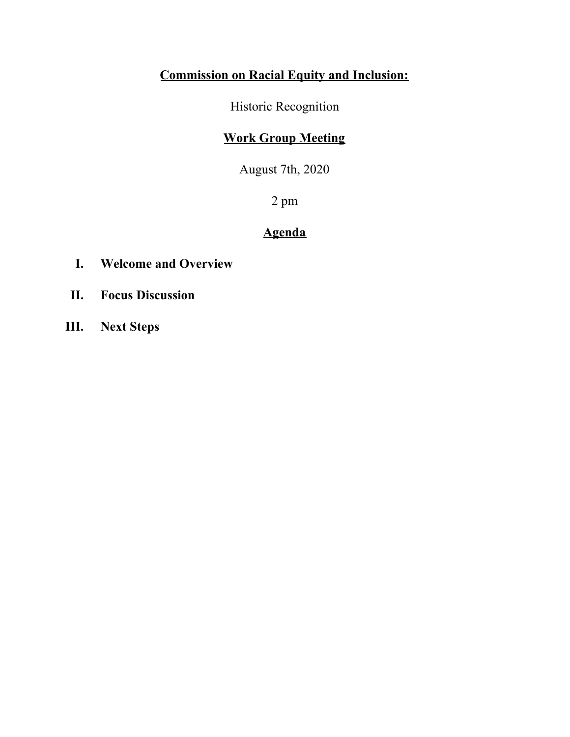**Commission on Racial Equity and Inclusion:**

Historic Recognition

**Work Group Meeting**

August 7th, 2020

2 pm

**Agenda**

I. **Welcome and Overview**

II. **Focus Discussion**

III. **Next Steps**